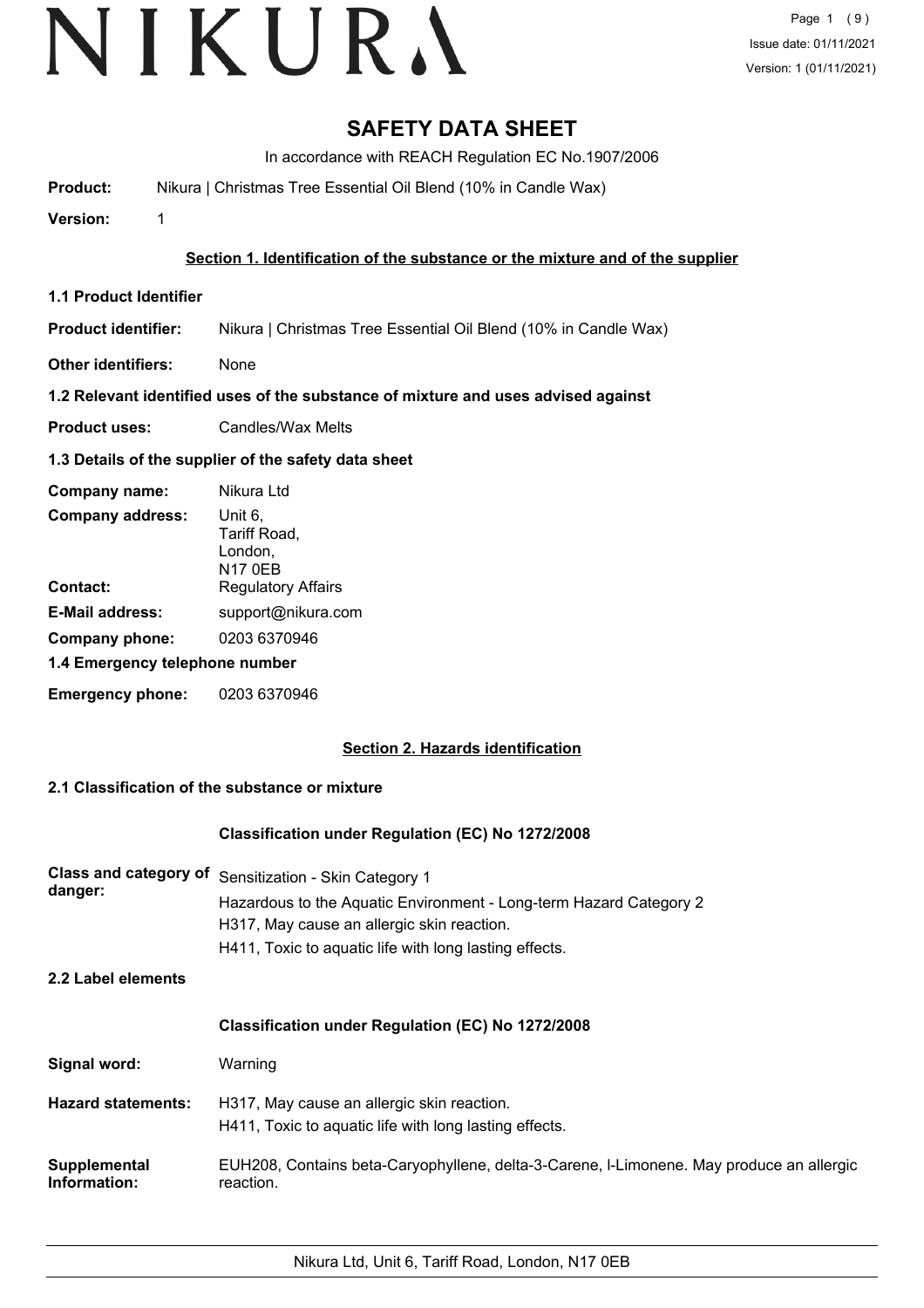# SAFETY DATA SHEET

In accordance with REACH Regulation EC No.1907/2006

**Product:** Nikura | Christmas Tree Essential Oil Blend (10% in Candle Wax)

**Version:** 1

## Section 1. Identification of the substance or the mixture and of the supplier

### 1.1 Product Identifier

**Product identifier:** Nikura | Christmas Tree Essential Oil Blend (10% in Candle Wax)

**Other identifiers:** None

### 1.2 Relevant identified uses of the substance of mixture and uses advised against

**Product uses:** Candles/Wax Melts

### 1.3 Details of the supplier of the safety data sheet

**Company name:** Nikura Ltd

**Company address:** Unit 6,
Tariff Road,
London,
N17 0EB

**Contact:** Regulatory Affairs

**E-Mail address:** support@nikura.com

**Company phone:** 0203 6370946

### 1.4 Emergency telephone number

**Emergency phone:** 0203 6370946

## Section 2. Hazards identification

### 2.1 Classification of the substance or mixture

**Classification under Regulation (EC) No 1272/2008**

**Class and category of danger:** Sensitization - Skin Category 1
Hazardous to the Aquatic Environment - Long-term Hazard Category 2
H317, May cause an allergic skin reaction.
H411, Toxic to aquatic life with long lasting effects.

### 2.2 Label elements

**Classification under Regulation (EC) No 1272/2008**

**Signal word:** Warning

**Hazard statements:** H317, May cause an allergic skin reaction.
H411, Toxic to aquatic life with long lasting effects.

**Supplemental Information:** EUH208, Contains beta-Caryophyllene, delta-3-Carene, l-Limonene. May produce an allergic reaction.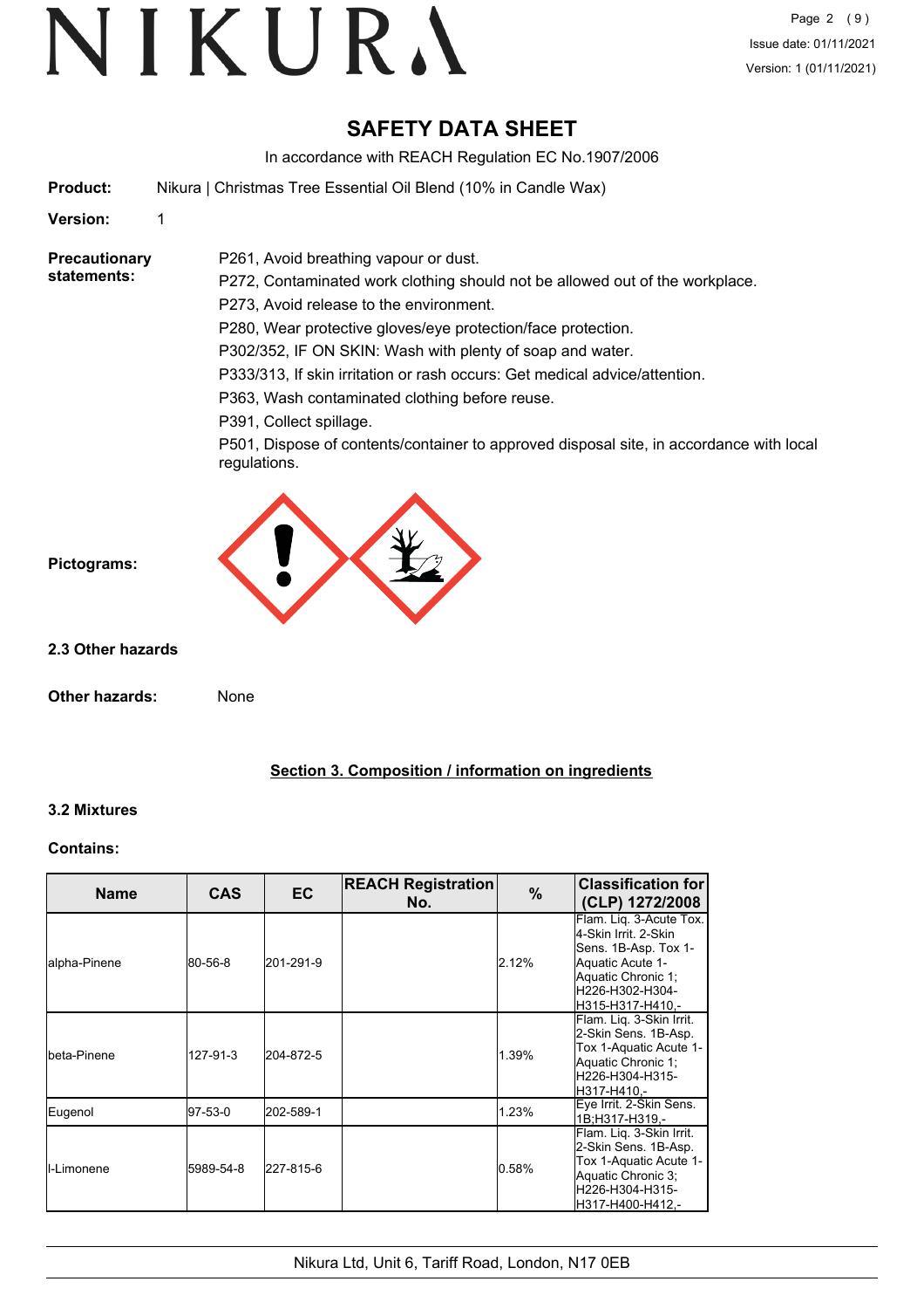# SAFETY DATA SHEET

In accordance with REACH Regulation EC No.1907/2006

**Product:** Nikura | Christmas Tree Essential Oil Blend (10% in Candle Wax)

**Version:** 1

**Precautionary statements:**

P261, Avoid breathing vapour or dust.

P272, Contaminated work clothing should not be allowed out of the workplace.

P273, Avoid release to the environment.

P280, Wear protective gloves/eye protection/face protection.

P302/352, IF ON SKIN: Wash with plenty of soap and water.

P333/313, If skin irritation or rash occurs: Get medical advice/attention.

P363, Wash contaminated clothing before reuse.

P391, Collect spillage.

P501, Dispose of contents/container to approved disposal site, in accordance with local regulations.

**Pictograms:**

### 2.3 Other hazards

**Other hazards:** None

## Section 3. Composition / information on ingredients

### 3.2 Mixtures

**Contains:**

| Name | CAS | EC | REACH Registration No. | % | Classification for (CLP) 1272/2008 |
|---|---|---|---|---|---|
| alpha-Pinene | 80-56-8 | 201-291-9 | | 2.12% | Flam. Liq. 3-Acute Tox. 4-Skin Irrit. 2-Skin Sens. 1B-Asp. Tox 1-Aquatic Acute 1-Aquatic Chronic 1;H226-H302-H304-H315-H317-H410,- |
| beta-Pinene | 127-91-3 | 204-872-5 | | 1.39% | Flam. Liq. 3-Skin Irrit. 2-Skin Sens. 1B-Asp. Tox 1-Aquatic Acute 1-Aquatic Chronic 1;H226-H304-H315-H317-H410,- |
| Eugenol | 97-53-0 | 202-589-1 | | 1.23% | Eye Irrit. 2-Skin Sens. 1B;H317-H319,- |
| l-Limonene | 5989-54-8 | 227-815-6 | | 0.58% | Flam. Liq. 3-Skin Irrit. 2-Skin Sens. 1B-Asp. Tox 1-Aquatic Acute 1-Aquatic Chronic 3;H226-H304-H315-H317-H400-H412,- |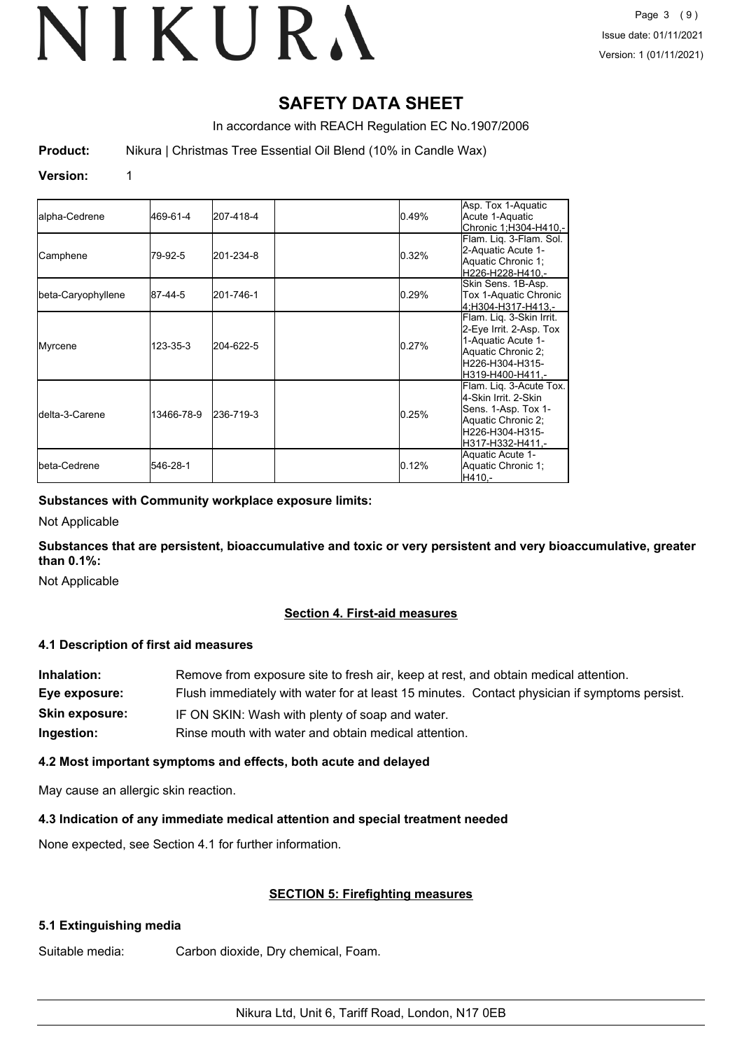# SAFETY DATA SHEET

In accordance with REACH Regulation EC No.1907/2006

**Product:** Nikura | Christmas Tree Essential Oil Blend (10% in Candle Wax)

**Version:** 1

| | | | | | |
|---|---|---|---|---|---|
| alpha-Cedrene | 469-61-4 | 207-418-4 | | 0.49% | Asp. Tox 1-Aquatic Acute 1-Aquatic Chronic 1;H304-H410,- |
| Camphene | 79-92-5 | 201-234-8 | | 0.32% | Flam. Liq. 3-Flam. Sol. 2-Aquatic Acute 1-Aquatic Chronic 1; H226-H228-H410,- |
| beta-Caryophyllene | 87-44-5 | 201-746-1 | | 0.29% | Skin Sens. 1B-Asp. Tox 1-Aquatic Chronic 4;H304-H317-H413,- |
| Myrcene | 123-35-3 | 204-622-5 | | 0.27% | Flam. Liq. 3-Skin Irrit. 2-Eye Irrit. 2-Asp. Tox 1-Aquatic Acute 1-Aquatic Chronic 2; H226-H304-H315-H319-H400-H411,- |
| delta-3-Carene | 13466-78-9 | 236-719-3 | | 0.25% | Flam. Liq. 3-Acute Tox. 4-Skin Irrit. 2-Skin Sens. 1-Asp. Tox 1-Aquatic Chronic 2; H226-H304-H315-H317-H332-H411,- |
| beta-Cedrene | 546-28-1 | | | 0.12% | Aquatic Acute 1-Aquatic Chronic 1; H410,- |

**Substances with Community workplace exposure limits:**

Not Applicable

**Substances that are persistent, bioaccumulative and toxic or very persistent and very bioaccumulative, greater than 0.1%:**

Not Applicable

## Section 4. First-aid measures

### 4.1 Description of first aid measures

**Inhalation:** Remove from exposure site to fresh air, keep at rest, and obtain medical attention.

**Eye exposure:** Flush immediately with water for at least 15 minutes. Contact physician if symptoms persist.

**Skin exposure:** IF ON SKIN: Wash with plenty of soap and water.

**Ingestion:** Rinse mouth with water and obtain medical attention.

### 4.2 Most important symptoms and effects, both acute and delayed

May cause an allergic skin reaction.

### 4.3 Indication of any immediate medical attention and special treatment needed

None expected, see Section 4.1 for further information.

## SECTION 5: Firefighting measures

### 5.1 Extinguishing media

Suitable media: Carbon dioxide, Dry chemical, Foam.

Nikura Ltd, Unit 6, Tariff Road, London, N17 0EB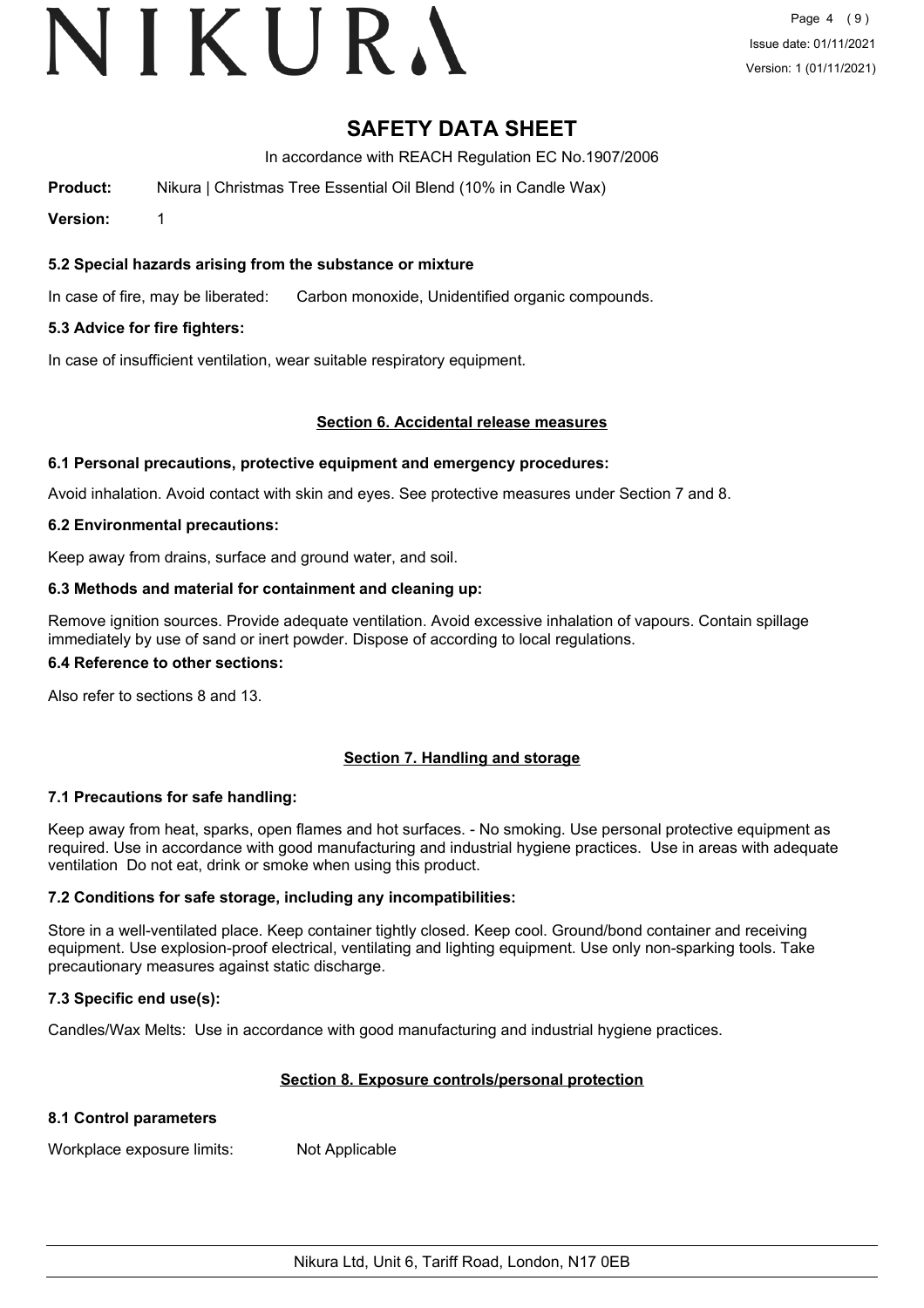# SAFETY DATA SHEET

In accordance with REACH Regulation EC No.1907/2006

**Product:** Nikura | Christmas Tree Essential Oil Blend (10% in Candle Wax)

**Version:** 1

### 5.2 Special hazards arising from the substance or mixture

In case of fire, may be liberated: Carbon monoxide, Unidentified organic compounds.

### 5.3 Advice for fire fighters:

In case of insufficient ventilation, wear suitable respiratory equipment.

## Section 6. Accidental release measures

### 6.1 Personal precautions, protective equipment and emergency procedures:

Avoid inhalation. Avoid contact with skin and eyes. See protective measures under Section 7 and 8.

### 6.2 Environmental precautions:

Keep away from drains, surface and ground water, and soil.

### 6.3 Methods and material for containment and cleaning up:

Remove ignition sources. Provide adequate ventilation. Avoid excessive inhalation of vapours. Contain spillage immediately by use of sand or inert powder. Dispose of according to local regulations.

### 6.4 Reference to other sections:

Also refer to sections 8 and 13.

## Section 7. Handling and storage

### 7.1 Precautions for safe handling:

Keep away from heat, sparks, open flames and hot surfaces. - No smoking. Use personal protective equipment as required. Use in accordance with good manufacturing and industrial hygiene practices. Use in areas with adequate ventilation Do not eat, drink or smoke when using this product.

### 7.2 Conditions for safe storage, including any incompatibilities:

Store in a well-ventilated place. Keep container tightly closed. Keep cool. Ground/bond container and receiving equipment. Use explosion-proof electrical, ventilating and lighting equipment. Use only non-sparking tools. Take precautionary measures against static discharge.

### 7.3 Specific end use(s):

Candles/Wax Melts: Use in accordance with good manufacturing and industrial hygiene practices.

## Section 8. Exposure controls/personal protection

### 8.1 Control parameters

Workplace exposure limits: Not Applicable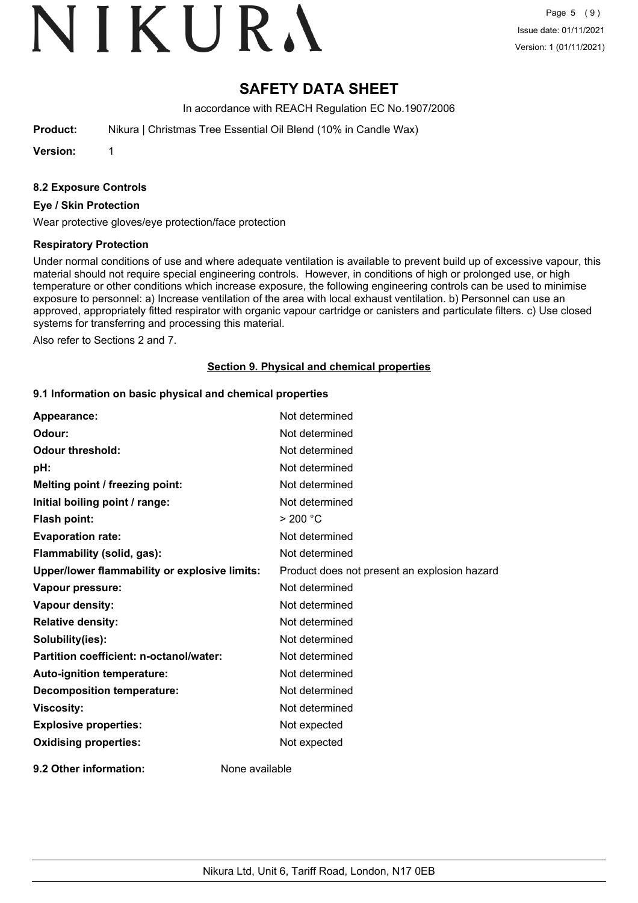# SAFETY DATA SHEET

In accordance with REACH Regulation EC No.1907/2006

**Product:** Nikura | Christmas Tree Essential Oil Blend (10% in Candle Wax)

**Version:** 1

### 8.2 Exposure Controls

#### Eye / Skin Protection

Wear protective gloves/eye protection/face protection

#### Respiratory Protection

Under normal conditions of use and where adequate ventilation is available to prevent build up of excessive vapour, this material should not require special engineering controls. However, in conditions of high or prolonged use, or high temperature or other conditions which increase exposure, the following engineering controls can be used to minimise exposure to personnel: a) Increase ventilation of the area with local exhaust ventilation. b) Personnel can use an approved, appropriately fitted respirator with organic vapour cartridge or canisters and particulate filters. c) Use closed systems for transferring and processing this material.

Also refer to Sections 2 and 7.

## Section 9. Physical and chemical properties

### 9.1 Information on basic physical and chemical properties

| Property | Value |
|---|---|
| **Appearance:** | Not determined |
| **Odour:** | Not determined |
| **Odour threshold:** | Not determined |
| **pH:** | Not determined |
| **Melting point / freezing point:** | Not determined |
| **Initial boiling point / range:** | Not determined |
| **Flash point:** | > 200 °C |
| **Evaporation rate:** | Not determined |
| **Flammability (solid, gas):** | Not determined |
| **Upper/lower flammability or explosive limits:** | Product does not present an explosion hazard |
| **Vapour pressure:** | Not determined |
| **Vapour density:** | Not determined |
| **Relative density:** | Not determined |
| **Solubility(ies):** | Not determined |
| **Partition coefficient: n-octanol/water:** | Not determined |
| **Auto-ignition temperature:** | Not determined |
| **Decomposition temperature:** | Not determined |
| **Viscosity:** | Not determined |
| **Explosive properties:** | Not expected |
| **Oxidising properties:** | Not expected |

**9.2 Other information:** None available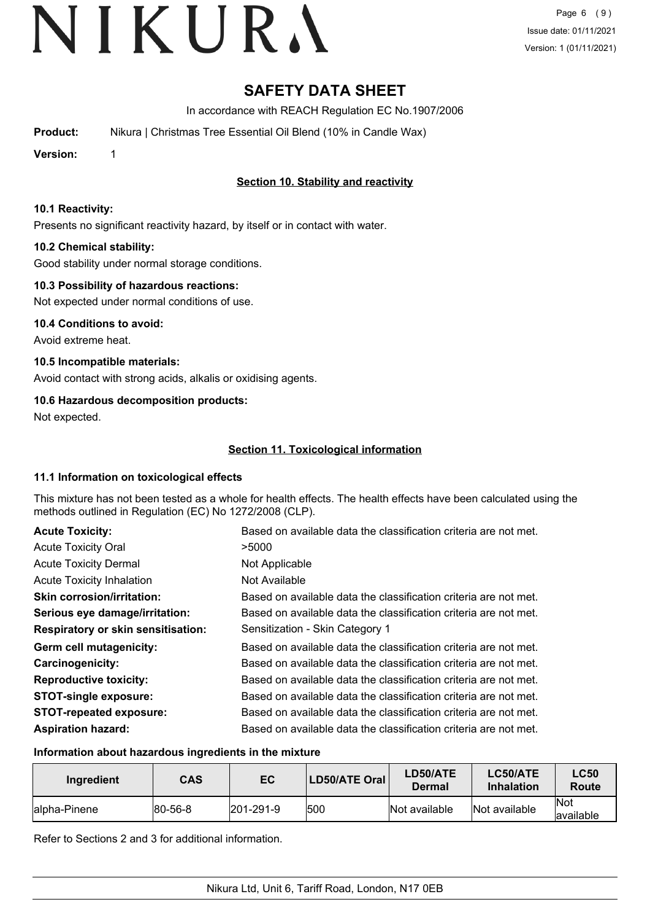# SAFETY DATA SHEET

In accordance with REACH Regulation EC No.1907/2006

**Product:** Nikura | Christmas Tree Essential Oil Blend (10% in Candle Wax)

**Version:** 1

## Section 10. Stability and reactivity

### 10.1 Reactivity:

Presents no significant reactivity hazard, by itself or in contact with water.

### 10.2 Chemical stability:

Good stability under normal storage conditions.

### 10.3 Possibility of hazardous reactions:

Not expected under normal conditions of use.

### 10.4 Conditions to avoid:

Avoid extreme heat.

### 10.5 Incompatible materials:

Avoid contact with strong acids, alkalis or oxidising agents.

### 10.6 Hazardous decomposition products:

Not expected.

## Section 11. Toxicological information

### 11.1 Information on toxicological effects

This mixture has not been tested as a whole for health effects. The health effects have been calculated using the methods outlined in Regulation (EC) No 1272/2008 (CLP).

| | |
|---|---|
| **Acute Toxicity:** | Based on available data the classification criteria are not met. |
| Acute Toxicity Oral | >5000 |
| Acute Toxicity Dermal | Not Applicable |
| Acute Toxicity Inhalation | Not Available |
| **Skin corrosion/irritation:** | Based on available data the classification criteria are not met. |
| **Serious eye damage/irritation:** | Based on available data the classification criteria are not met. |
| **Respiratory or skin sensitisation:** | Sensitization - Skin Category 1 |
| **Germ cell mutagenicity:** | Based on available data the classification criteria are not met. |
| **Carcinogenicity:** | Based on available data the classification criteria are not met. |
| **Reproductive toxicity:** | Based on available data the classification criteria are not met. |
| **STOT-single exposure:** | Based on available data the classification criteria are not met. |
| **STOT-repeated exposure:** | Based on available data the classification criteria are not met. |
| **Aspiration hazard:** | Based on available data the classification criteria are not met. |

### Information about hazardous ingredients in the mixture

| Ingredient | CAS | EC | LD50/ATE Oral | LD50/ATE Dermal | LC50/ATE Inhalation | LC50 Route |
|---|---|---|---|---|---|---|
| alpha-Pinene | 80-56-8 | 201-291-9 | 500 | Not available | Not available | Not available |

Refer to Sections 2 and 3 for additional information.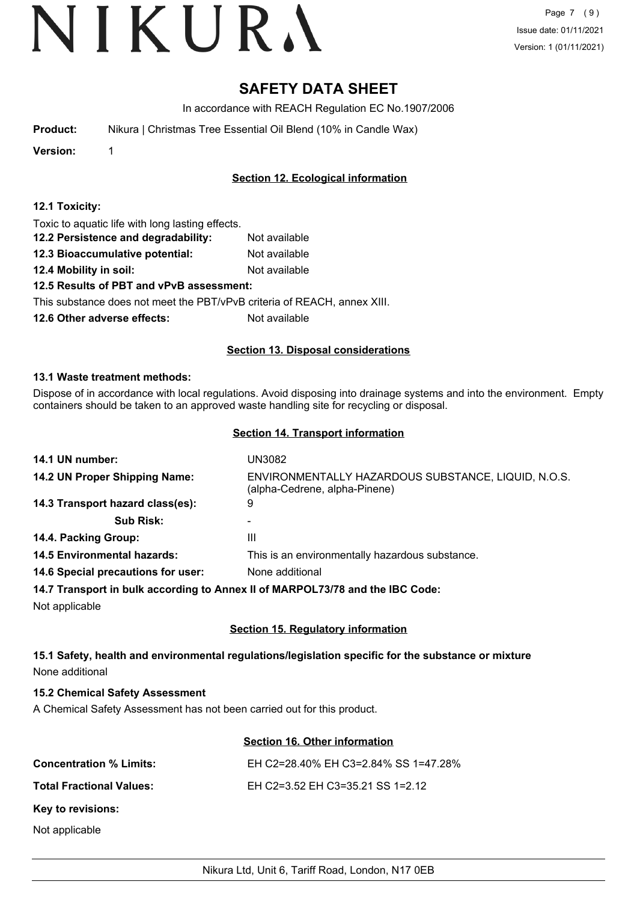# SAFETY DATA SHEET

In accordance with REACH Regulation EC No.1907/2006

**Product:** Nikura | Christmas Tree Essential Oil Blend (10% in Candle Wax)

**Version:** 1

## Section 12. Ecological information

**12.1 Toxicity:**

Toxic to aquatic life with long lasting effects.

**12.2 Persistence and degradability:** Not available

**12.3 Bioaccumulative potential:** Not available

**12.4 Mobility in soil:** Not available

**12.5 Results of PBT and vPvB assessment:**

This substance does not meet the PBT/vPvB criteria of REACH, annex XIII.

**12.6 Other adverse effects:** Not available

## Section 13. Disposal considerations

**13.1 Waste treatment methods:**

Dispose of in accordance with local regulations. Avoid disposing into drainage systems and into the environment. Empty containers should be taken to an approved waste handling site for recycling or disposal.

## Section 14. Transport information

**14.1 UN number:** UN3082

**14.2 UN Proper Shipping Name:** ENVIRONMENTALLY HAZARDOUS SUBSTANCE, LIQUID, N.O.S. (alpha-Cedrene, alpha-Pinene)

**14.3 Transport hazard class(es):** 9

**Sub Risk:** -

**14.4. Packing Group:** III

**14.5 Environmental hazards:** This is an environmentally hazardous substance.

**14.6 Special precautions for user:** None additional

**14.7 Transport in bulk according to Annex II of MARPOL73/78 and the IBC Code:**

Not applicable

## Section 15. Regulatory information

**15.1 Safety, health and environmental regulations/legislation specific for the substance or mixture**

None additional

**15.2 Chemical Safety Assessment**

A Chemical Safety Assessment has not been carried out for this product.

## Section 16. Other information

**Concentration % Limits:** EH C2=28.40% EH C3=2.84% SS 1=47.28%

**Total Fractional Values:** EH C2=3.52 EH C3=35.21 SS 1=2.12

**Key to revisions:**

Not applicable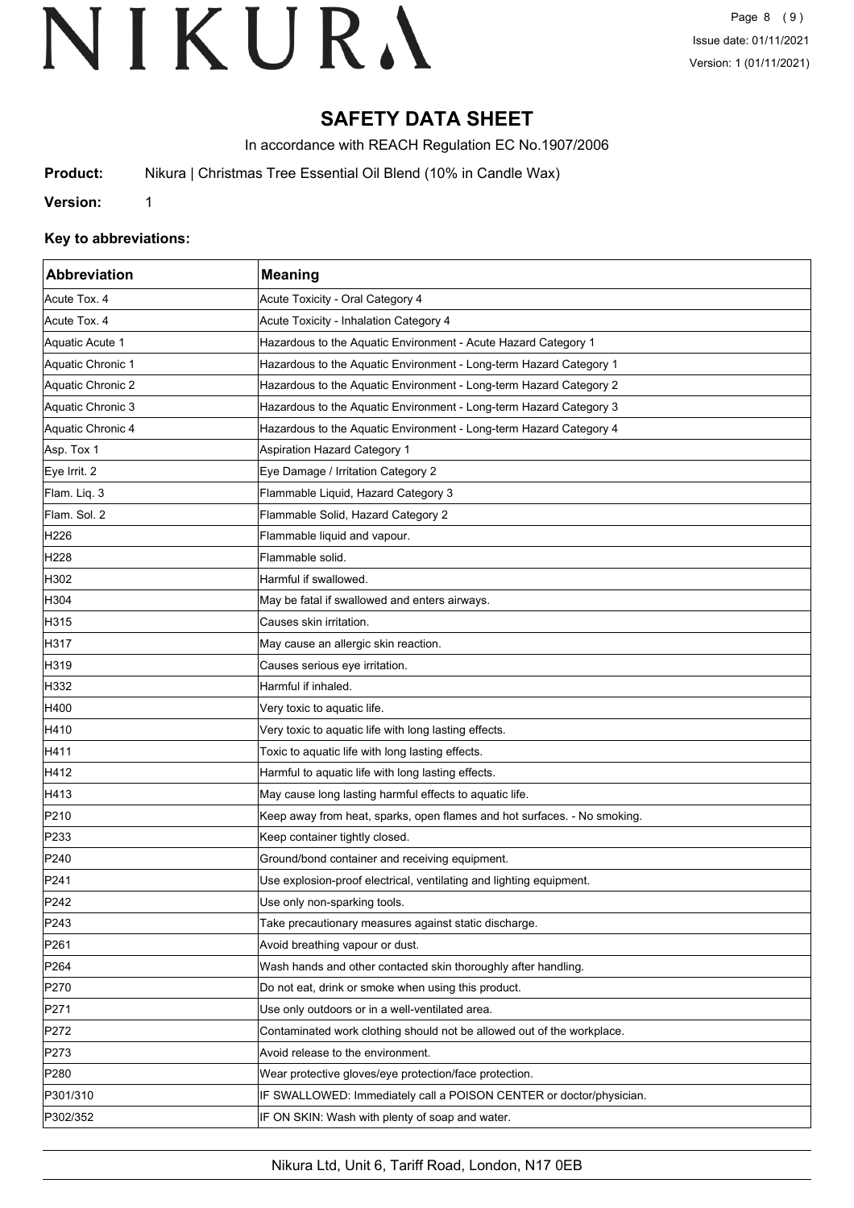# SAFETY DATA SHEET

In accordance with REACH Regulation EC No.1907/2006

**Product:** Nikura | Christmas Tree Essential Oil Blend (10% in Candle Wax)

**Version:** 1

### Key to abbreviations:

| Abbreviation | Meaning |
|---|---|
| Acute Tox. 4 | Acute Toxicity - Oral Category 4 |
| Acute Tox. 4 | Acute Toxicity - Inhalation Category 4 |
| Aquatic Acute 1 | Hazardous to the Aquatic Environment - Acute Hazard Category 1 |
| Aquatic Chronic 1 | Hazardous to the Aquatic Environment - Long-term Hazard Category 1 |
| Aquatic Chronic 2 | Hazardous to the Aquatic Environment - Long-term Hazard Category 2 |
| Aquatic Chronic 3 | Hazardous to the Aquatic Environment - Long-term Hazard Category 3 |
| Aquatic Chronic 4 | Hazardous to the Aquatic Environment - Long-term Hazard Category 4 |
| Asp. Tox 1 | Aspiration Hazard Category 1 |
| Eye Irrit. 2 | Eye Damage / Irritation Category 2 |
| Flam. Liq. 3 | Flammable Liquid, Hazard Category 3 |
| Flam. Sol. 2 | Flammable Solid, Hazard Category 2 |
| H226 | Flammable liquid and vapour. |
| H228 | Flammable solid. |
| H302 | Harmful if swallowed. |
| H304 | May be fatal if swallowed and enters airways. |
| H315 | Causes skin irritation. |
| H317 | May cause an allergic skin reaction. |
| H319 | Causes serious eye irritation. |
| H332 | Harmful if inhaled. |
| H400 | Very toxic to aquatic life. |
| H410 | Very toxic to aquatic life with long lasting effects. |
| H411 | Toxic to aquatic life with long lasting effects. |
| H412 | Harmful to aquatic life with long lasting effects. |
| H413 | May cause long lasting harmful effects to aquatic life. |
| P210 | Keep away from heat, sparks, open flames and hot surfaces. - No smoking. |
| P233 | Keep container tightly closed. |
| P240 | Ground/bond container and receiving equipment. |
| P241 | Use explosion-proof electrical, ventilating and lighting equipment. |
| P242 | Use only non-sparking tools. |
| P243 | Take precautionary measures against static discharge. |
| P261 | Avoid breathing vapour or dust. |
| P264 | Wash hands and other contacted skin thoroughly after handling. |
| P270 | Do not eat, drink or smoke when using this product. |
| P271 | Use only outdoors or in a well-ventilated area. |
| P272 | Contaminated work clothing should not be allowed out of the workplace. |
| P273 | Avoid release to the environment. |
| P280 | Wear protective gloves/eye protection/face protection. |
| P301/310 | IF SWALLOWED: Immediately call a POISON CENTER or doctor/physician. |
| P302/352 | IF ON SKIN: Wash with plenty of soap and water. |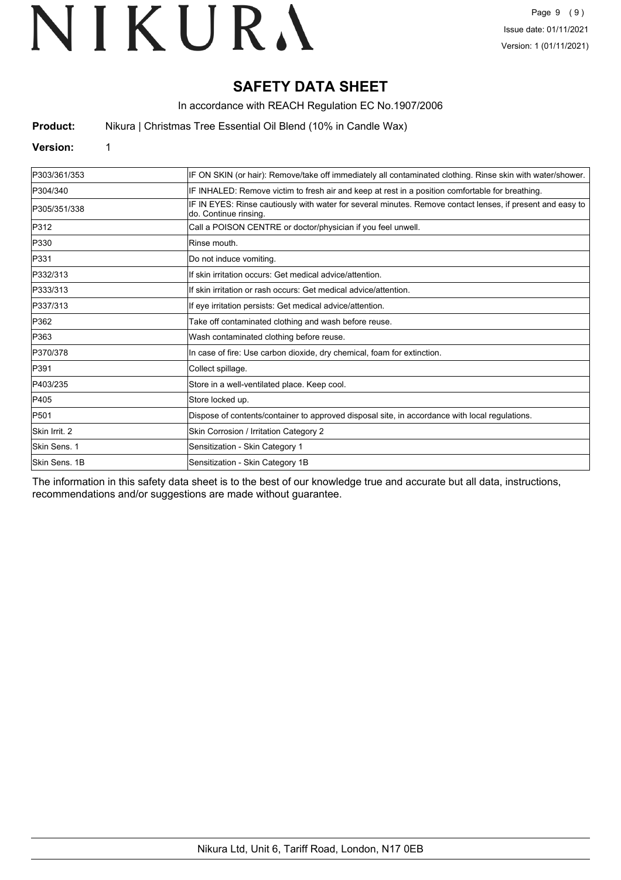# SAFETY DATA SHEET

In accordance with REACH Regulation EC No.1907/2006

**Product:** Nikura | Christmas Tree Essential Oil Blend (10% in Candle Wax)

**Version:** 1

| | |
|---|---|
| P303/361/353 | IF ON SKIN (or hair): Remove/take off immediately all contaminated clothing. Rinse skin with water/shower. |
| P304/340 | IF INHALED: Remove victim to fresh air and keep at rest in a position comfortable for breathing. |
| P305/351/338 | IF IN EYES: Rinse cautiously with water for several minutes. Remove contact lenses, if present and easy to do. Continue rinsing. |
| P312 | Call a POISON CENTRE or doctor/physician if you feel unwell. |
| P330 | Rinse mouth. |
| P331 | Do not induce vomiting. |
| P332/313 | If skin irritation occurs: Get medical advice/attention. |
| P333/313 | If skin irritation or rash occurs: Get medical advice/attention. |
| P337/313 | If eye irritation persists: Get medical advice/attention. |
| P362 | Take off contaminated clothing and wash before reuse. |
| P363 | Wash contaminated clothing before reuse. |
| P370/378 | In case of fire: Use carbon dioxide, dry chemical, foam for extinction. |
| P391 | Collect spillage. |
| P403/235 | Store in a well-ventilated place. Keep cool. |
| P405 | Store locked up. |
| P501 | Dispose of contents/container to approved disposal site, in accordance with local regulations. |
| Skin Irrit. 2 | Skin Corrosion / Irritation Category 2 |
| Skin Sens. 1 | Sensitization - Skin Category 1 |
| Skin Sens. 1B | Sensitization - Skin Category 1B |

The information in this safety data sheet is to the best of our knowledge true and accurate but all data, instructions, recommendations and/or suggestions are made without guarantee.